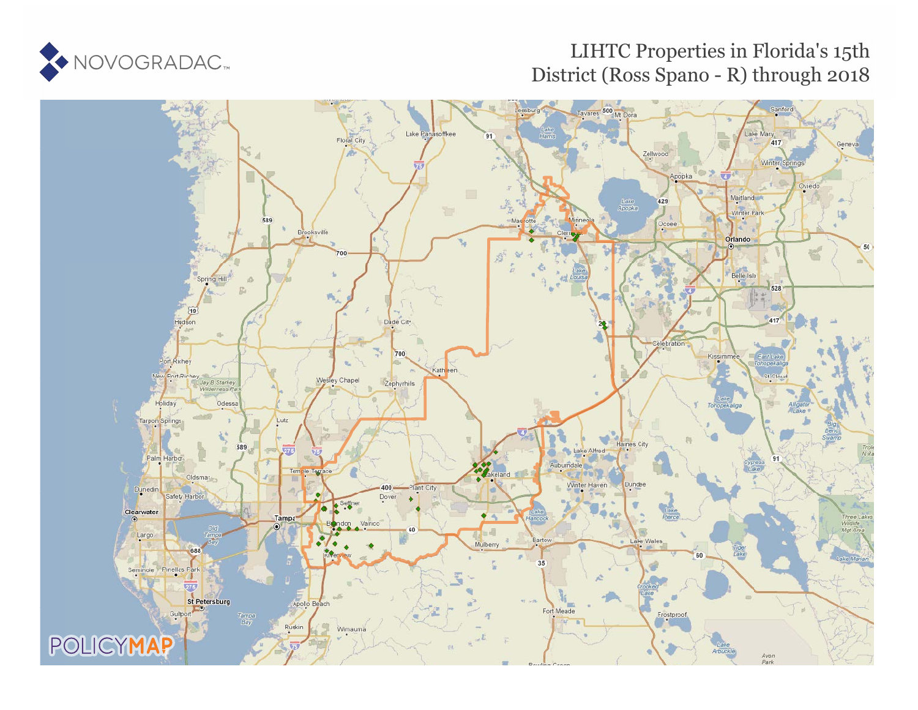# LIHTC Properties in Florida's 15th District (Ross Spano - R) through 2018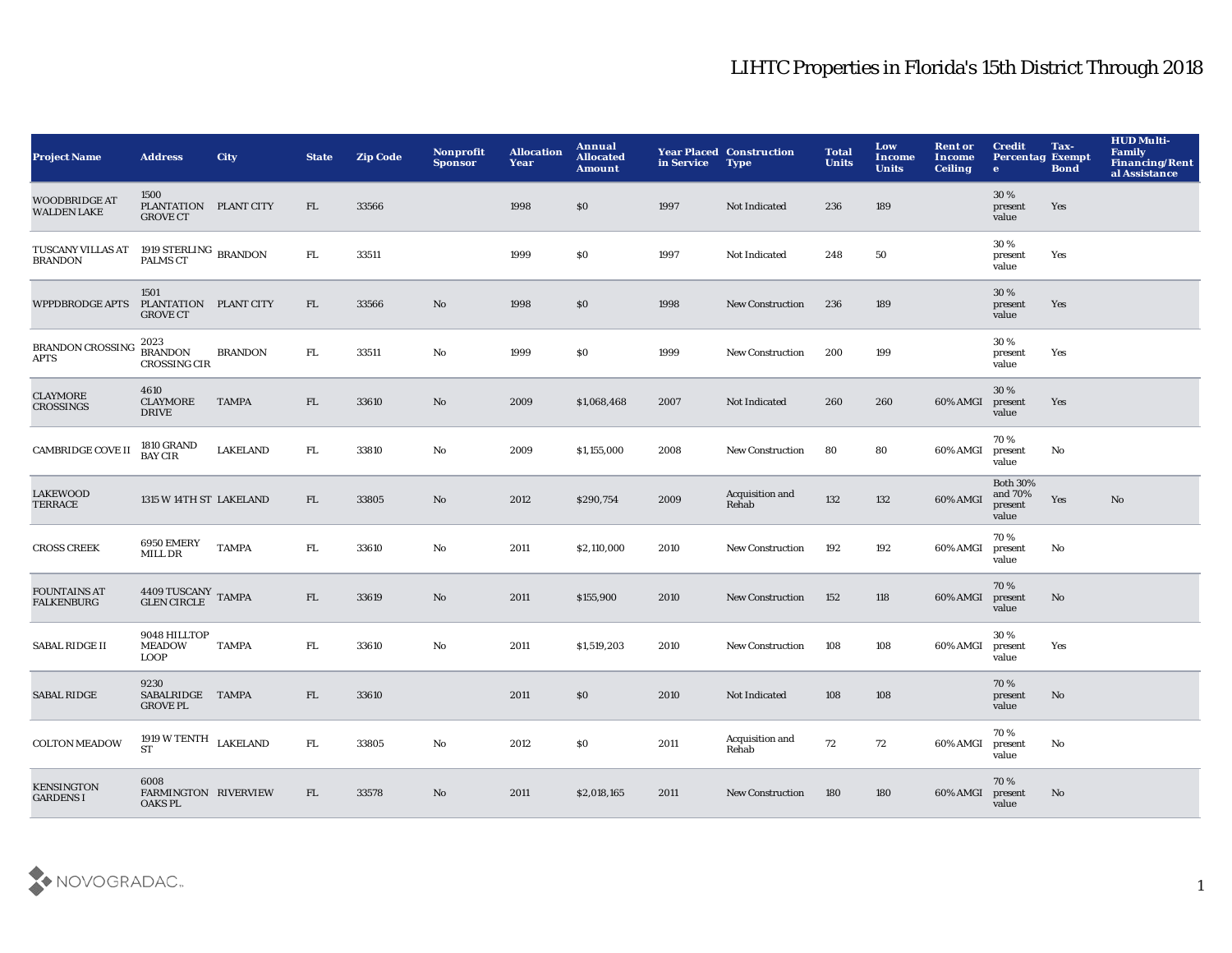# LIHTC Properties in Florida's 15th District Through 2018

| Project Name | Address | City | State | Zip Code | Nonprofit Sponsor | Allocation Year | Annual Allocated Amount | Year Placed in Service | Construction Type | Total Units | Low Income Units | Rent or Income Ceiling | Credit Percentage | Tax-Exempt Bond | HUD Multi-Family Financing/Rental Assistance |
|---|---|---|---|---|---|---|---|---|---|---|---|---|---|---|---|
| WOODBRIDGE AT WALDEN LAKE | 1500 PLANTATION GROVE CT | PLANT CITY | FL | 33566 | | 1998 | $0 | 1997 | Not Indicated | 236 | 189 | | 30 % present value | Yes | |
| TUSCANY VILLAS AT BRANDON | 1919 STERLING PALMS CT | BRANDON | FL | 33511 | | 1999 | $0 | 1997 | Not Indicated | 248 | 50 | | 30 % present value | Yes | |
| WPPDBRODGE APTS | 1501 PLANTATION GROVE CT | PLANT CITY | FL | 33566 | No | 1998 | $0 | 1998 | New Construction | 236 | 189 | | 30 % present value | Yes | |
| BRANDON CROSSING APTS | 2023 BRANDON CROSSING CIR | BRANDON | FL | 33511 | No | 1999 | $0 | 1999 | New Construction | 200 | 199 | | 30 % present value | Yes | |
| CLAYMORE CROSSINGS | 4610 CLAYMORE DRIVE | TAMPA | FL | 33610 | No | 2009 | $1,068,468 | 2007 | Not Indicated | 260 | 260 | 60% AMGI | 30 % present value | Yes | |
| CAMBRIDGE COVE II | 1810 GRAND BAY CIR | LAKELAND | FL | 33810 | No | 2009 | $1,155,000 | 2008 | New Construction | 80 | 80 | 60% AMGI | 70 % present value | No | |
| LAKEWOOD TERRACE | 1315 W 14TH ST | LAKELAND | FL | 33805 | No | 2012 | $290,754 | 2009 | Acquisition and Rehab | 132 | 132 | 60% AMGI | Both 30% and 70% present value | Yes | No |
| CROSS CREEK | 6950 EMERY MILL DR | TAMPA | FL | 33610 | No | 2011 | $2,110,000 | 2010 | New Construction | 192 | 192 | 60% AMGI | 70 % present value | No | |
| FOUNTAINS AT FALKENBURG | 4409 TUSCANY GLEN CIRCLE | TAMPA | FL | 33619 | No | 2011 | $155,900 | 2010 | New Construction | 152 | 118 | 60% AMGI | 70 % present value | No | |
| SABAL RIDGE II | 9048 HILLTOP MEADOW LOOP | TAMPA | FL | 33610 | No | 2011 | $1,519,203 | 2010 | New Construction | 108 | 108 | 60% AMGI | 30 % present value | Yes | |
| SABAL RIDGE | 9230 SABALRIDGE GROVE PL | TAMPA | FL | 33610 | | 2011 | $0 | 2010 | Not Indicated | 108 | 108 | | 70 % present value | No | |
| COLTON MEADOW | 1919 W TENTH ST | LAKELAND | FL | 33805 | No | 2012 | $0 | 2011 | Acquisition and Rehab | 72 | 72 | 60% AMGI | 70 % present value | No | |
| KENSINGTON GARDENS I | 6008 FARMINGTON OAKS PL | RIVERVIEW | FL | 33578 | No | 2011 | $2,018,165 | 2011 | New Construction | 180 | 180 | 60% AMGI | 70 % present value | No | |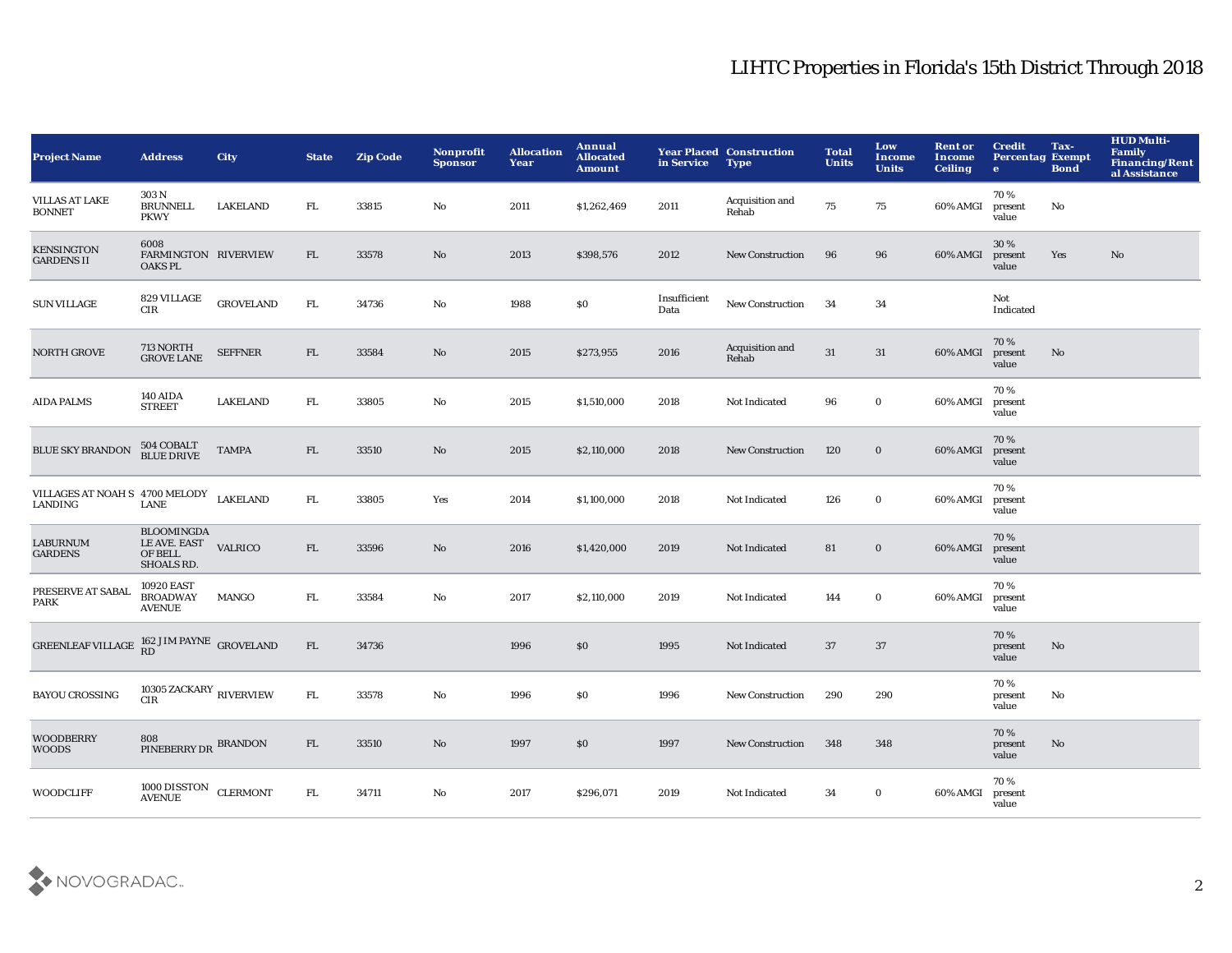# LIHTC Properties in Florida's 15th District Through 2018

| Project Name | Address | City | State | Zip Code | Nonprofit Sponsor | Allocation Year | Annual Allocated Amount | Year Placed in Service | Construction Type | Total Units | Low Income Units | Rent or Income Ceiling | Credit Percentage | Tax-Exempt Bond | HUD Multi-Family Financing/Rental Assistance |
|---|---|---|---|---|---|---|---|---|---|---|---|---|---|---|---|
| VILLAS AT LAKE BONNET | 303 N BRUNNELL PKWY | LAKELAND | FL | 33815 | No | 2011 | $1,262,469 | 2011 | Acquisition and Rehab | 75 | 75 | 60% AMGI | 70 % present value | No | |
| KENSINGTON GARDENS II | 6008 FARMINGTON OAKS PL | RIVERVIEW | FL | 33578 | No | 2013 | $398,576 | 2012 | New Construction | 96 | 96 | 60% AMGI | 30 % present value | Yes | No |
| SUN VILLAGE | 829 VILLAGE CIR | GROVELAND | FL | 34736 | No | 1988 | $0 | Insufficient Data | New Construction | 34 | 34 | | Not Indicated | | |
| NORTH GROVE | 713 NORTH GROVE LANE | SEFFNER | FL | 33584 | No | 2015 | $273,955 | 2016 | Acquisition and Rehab | 31 | 31 | 60% AMGI | 70 % present value | No | |
| AIDA PALMS | 140 AIDA STREET | LAKELAND | FL | 33805 | No | 2015 | $1,510,000 | 2018 | Not Indicated | 96 | 0 | 60% AMGI | 70 % present value | | |
| BLUE SKY BRANDON | 504 COBALT BLUE DRIVE | TAMPA | FL | 33510 | No | 2015 | $2,110,000 | 2018 | New Construction | 120 | 0 | 60% AMGI | 70 % present value | | |
| VILLAGES AT NOAH S LANDING | 4700 MELODY LANE | LAKELAND | FL | 33805 | Yes | 2014 | $1,100,000 | 2018 | Not Indicated | 126 | 0 | 60% AMGI | 70 % present value | | |
| LABURNUM GARDENS | BLOOMINGDALE AVE. EAST OF BELL SHOALS RD. | VALRICO | FL | 33596 | No | 2016 | $1,420,000 | 2019 | Not Indicated | 81 | 0 | 60% AMGI | 70 % present value | | |
| PRESERVE AT SABAL PARK | 10920 EAST BROADWAY AVENUE | MANGO | FL | 33584 | No | 2017 | $2,110,000 | 2019 | Not Indicated | 144 | 0 | 60% AMGI | 70 % present value | | |
| GREENLEAF VILLAGE | 162 JIM PAYNE RD | GROVELAND | FL | 34736 | | 1996 | $0 | 1995 | Not Indicated | 37 | 37 | | 70 % present value | No | |
| BAYOU CROSSING | 10305 ZACKARY CIR | RIVERVIEW | FL | 33578 | No | 1996 | $0 | 1996 | New Construction | 290 | 290 | | 70 % present value | No | |
| WOODBERRY WOODS | 808 PINEBERRY DR | BRANDON | FL | 33510 | No | 1997 | $0 | 1997 | New Construction | 348 | 348 | | 70 % present value | No | |
| WOODCLIFF | 1000 DISSTON AVENUE | CLERMONT | FL | 34711 | No | 2017 | $296,071 | 2019 | Not Indicated | 34 | 0 | 60% AMGI | 70 % present value | | |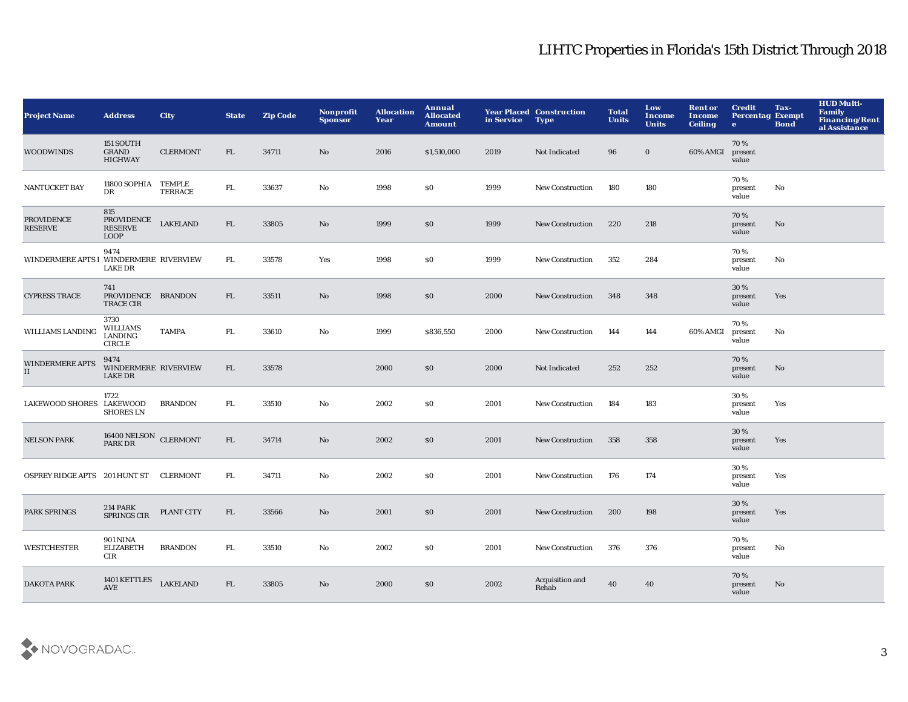# LIHTC Properties in Florida's 15th District Through 2018

| Project Name | Address | City | State | Zip Code | Nonprofit Sponsor | Allocation Year | Annual Allocated Amount | Year Placed in Service | Construction Type | Total Units | Low Income Units | Rent or Income Ceiling | Credit Percentage | Tax-Exempt Bond | HUD Multi-Family Financing/Rental Assistance |
|---|---|---|---|---|---|---|---|---|---|---|---|---|---|---|---|
| WOODWINDS | 151 SOUTH GRAND HIGHWAY | CLERMONT | FL | 34711 | No | 2016 | $1,510,000 | 2019 | Not Indicated | 96 | 0 | 60% AMGI | 70 % present value | | |
| NANTUCKET BAY | 11800 SOPHIA DR | TEMPLE TERRACE | FL | 33637 | No | 1998 | $0 | 1999 | New Construction | 180 | 180 | | 70 % present value | No | |
| PROVIDENCE RESERVE | 815 PROVIDENCE RESERVE LOOP | LAKELAND | FL | 33805 | No | 1999 | $0 | 1999 | New Construction | 220 | 218 | | 70 % present value | No | |
| WINDERMERE APTS I | 9474 WINDERMERE LAKE DR | RIVERVIEW | FL | 33578 | Yes | 1998 | $0 | 1999 | New Construction | 352 | 284 | | 70 % present value | No | |
| CYPRESS TRACE | 741 PROVIDENCE TRACE CIR | BRANDON | FL | 33511 | No | 1998 | $0 | 2000 | New Construction | 348 | 348 | | 30 % present value | Yes | |
| WILLIAMS LANDING | 3730 WILLIAMS LANDING CIRCLE | TAMPA | FL | 33610 | No | 1999 | $836,550 | 2000 | New Construction | 144 | 144 | 60% AMGI | 70 % present value | No | |
| WINDERMERE APTS II | 9474 WINDERMERE LAKE DR | RIVERVIEW | FL | 33578 | | 2000 | $0 | 2000 | Not Indicated | 252 | 252 | | 70 % present value | No | |
| LAKEWOOD SHORES | 1722 LAKEWOOD SHORES LN | BRANDON | FL | 33510 | No | 2002 | $0 | 2001 | New Construction | 184 | 183 | | 30 % present value | Yes | |
| NELSON PARK | 16400 NELSON PARK DR | CLERMONT | FL | 34714 | No | 2002 | $0 | 2001 | New Construction | 358 | 358 | | 30 % present value | Yes | |
| OSPREY RIDGE APTS | 201 HUNT ST | CLERMONT | FL | 34711 | No | 2002 | $0 | 2001 | New Construction | 176 | 174 | | 30 % present value | Yes | |
| PARK SPRINGS | 214 PARK SPRINGS CIR | PLANT CITY | FL | 33566 | No | 2001 | $0 | 2001 | New Construction | 200 | 198 | | 30 % present value | Yes | |
| WESTCHESTER | 901 NINA ELIZABETH CIR | BRANDON | FL | 33510 | No | 2002 | $0 | 2001 | New Construction | 376 | 376 | | 70 % present value | No | |
| DAKOTA PARK | 1401 KETTLES AVE | LAKELAND | FL | 33805 | No | 2000 | $0 | 2002 | Acquisition and Rehab | 40 | 40 | | 70 % present value | No | |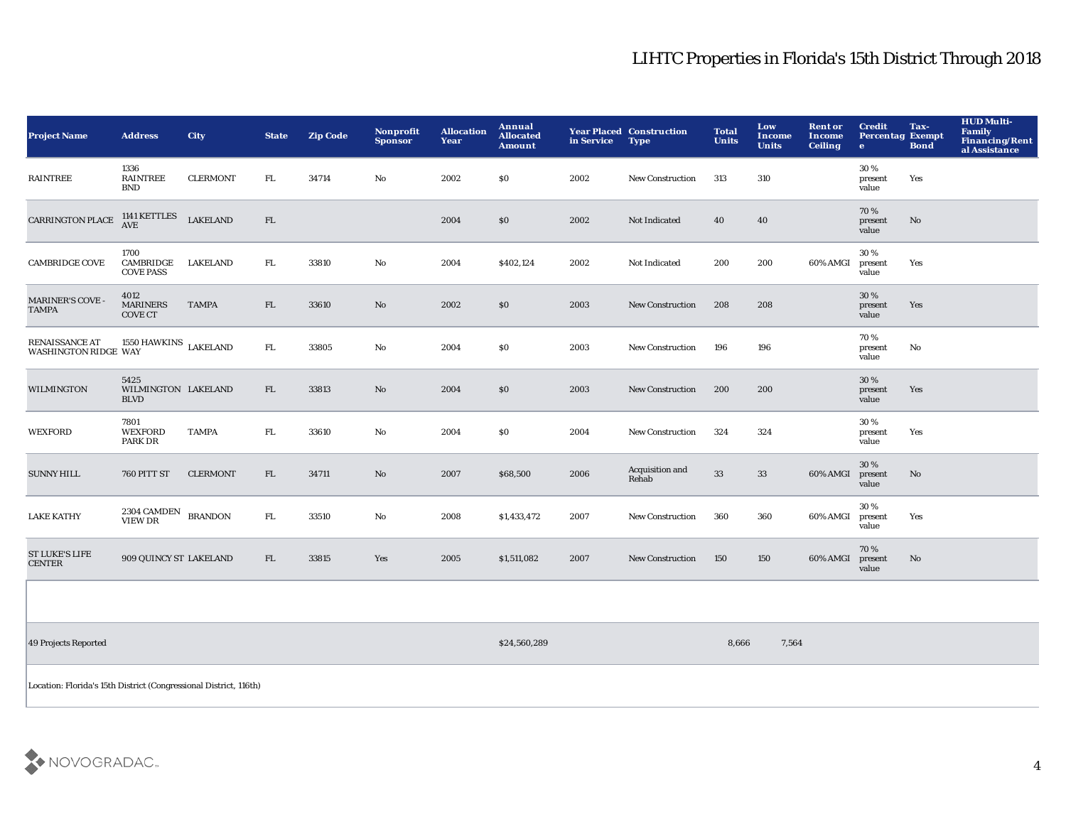# LIHTC Properties in Florida's 15th District Through 2018

| Project Name | Address | City | State | Zip Code | Nonprofit Sponsor | Allocation Year | Annual Allocated Amount | Year Placed in Service | Construction Type | Total Units | Low Income Units | Rent or Income Ceiling | Credit Percentage | Tax-Exempt Bond | HUD Multi-Family Financing/Rental Assistance |
|---|---|---|---|---|---|---|---|---|---|---|---|---|---|---|---|
| RAINTREE | 1336 RAINTREE BND | CLERMONT | FL | 34714 | No | 2002 | $0 | 2002 | New Construction | 313 | 310 | | 30 % present value | Yes | |
| CARRINGTON PLACE | 1141 KETTLES AVE | LAKELAND | FL | | | 2004 | $0 | 2002 | Not Indicated | 40 | 40 | | 70 % present value | No | |
| CAMBRIDGE COVE | 1700 CAMBRIDGE COVE PASS | LAKELAND | FL | 33810 | No | 2004 | $402,124 | 2002 | Not Indicated | 200 | 200 | 60% AMGI | 30 % present value | Yes | |
| MARINER'S COVE - TAMPA | 4012 MARINERS COVE CT | TAMPA | FL | 33610 | No | 2002 | $0 | 2003 | New Construction | 208 | 208 | | 30 % present value | Yes | |
| RENAISSANCE AT WASHINGTON RIDGE | 1550 HAWKINS WAY | LAKELAND | FL | 33805 | No | 2004 | $0 | 2003 | New Construction | 196 | 196 | | 70 % present value | No | |
| WILMINGTON | 5425 WILMINGTON BLVD | LAKELAND | FL | 33813 | No | 2004 | $0 | 2003 | New Construction | 200 | 200 | | 30 % present value | Yes | |
| WEXFORD | 7801 WEXFORD PARK DR | TAMPA | FL | 33610 | No | 2004 | $0 | 2004 | New Construction | 324 | 324 | | 30 % present value | Yes | |
| SUNNY HILL | 760 PITT ST | CLERMONT | FL | 34711 | No | 2007 | $68,500 | 2006 | Acquisition and Rehab | 33 | 33 | 60% AMGI | 30 % present value | No | |
| LAKE KATHY | 2304 CAMDEN VIEW DR | BRANDON | FL | 33510 | No | 2008 | $1,433,472 | 2007 | New Construction | 360 | 360 | 60% AMGI | 30 % present value | Yes | |
| ST LUKE'S LIFE CENTER | 909 QUINCY ST | LAKELAND | FL | 33815 | Yes | 2005 | $1,511,082 | 2007 | New Construction | 150 | 150 | 60% AMGI | 70 % present value | No | |
| | | | | | | | | | | | | | | | |
| 49 Projects Reported | | | | | | | $24,560,289 | | | 8,666 | 7,564 | | | | |

Location: Florida's 15th District (Congressional District, 116th)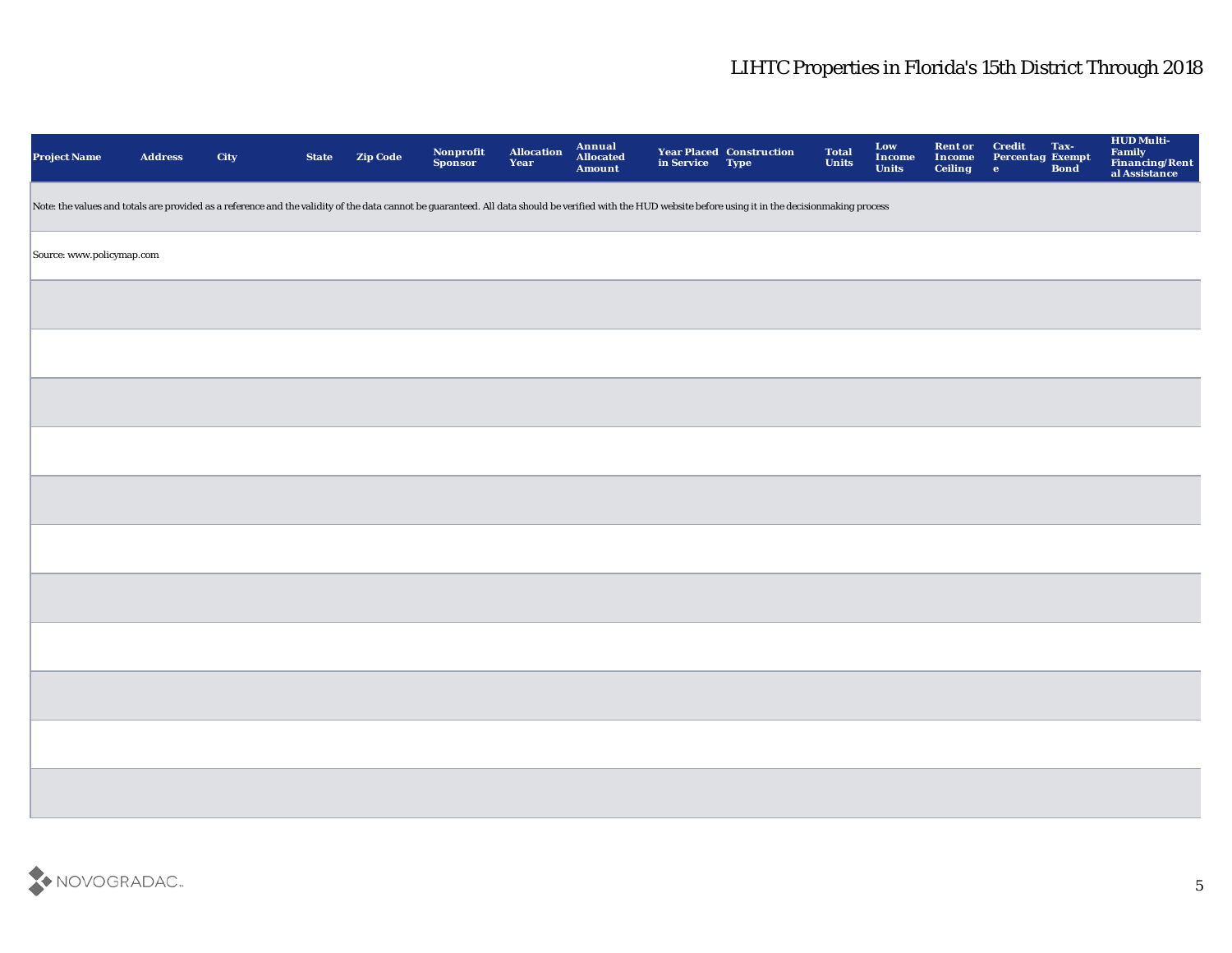# LIHTC Properties in Florida's 15th District Through 2018

| Project Name | Address | City | State | Zip Code | Nonprofit Sponsor | Allocation Year | Annual Allocated Amount | Year Placed in Service | Construction Type | Total Units | Low Income Units | Rent or Income Ceiling | Credit Percentage | Tax-Exempt Bond | HUD Multi-Family Financing/Rental Assistance |
|---|---|---|---|---|---|---|---|---|---|---|---|---|---|---|---|

Note: the values and totals are provided as a reference and the validity of the data cannot be guaranteed. All data should be verified with the HUD website before using it in the decisionmaking process

Source: www.policymap.com